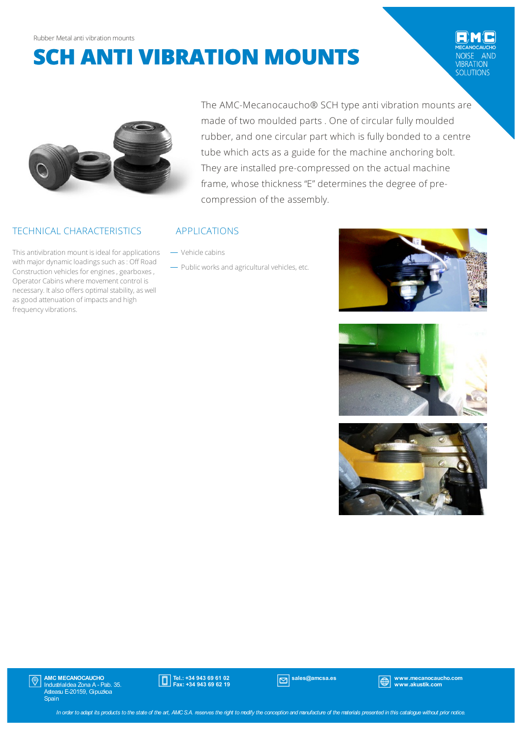Rubber Metal anti vibration mounts

# SCH ANTI VIBRATION MOUNTS

The AMC-Mecanocaucho® SCH type anti vibration mounts are made of two moulded parts . One of circular fully moulded rubber, and one circular part which is fully bonded to a centre tube which acts as a guide for the machine anchoring bolt. They are installed pre-compressed on the actual machine frame, whose thickness "E" determines the degree of pre-compression of the assembly.

## TECHNICAL CHARACTERISTICS

This antivibration mount is ideal for applications with major dynamic loadings such as : Off Road Construction vehicles for engines , gearboxes , Operator Cabins where movement control is necessary. It also offers optimal stability, as well as good attenuation of impacts and high frequency vibrations.

## APPLICATIONS

- Vehicle cabins
- Public works and agricultural vehicles, etc.

**AMC MECANOCAUCHO**
Industrialdea Zona A - Pab. 35.
Asteasu E-20159, Gipuzkoa
Spain

**Tel.: +34 943 69 61 02**
**Fax: +34 943 69 62 19**

**sales@amcsa.es**

**www.mecanocaucho.com**
**www.akustik.com**

*In order to adapt its products to the state of the art, AMC S.A. reserves the right to modify the conception and manufacture of the materials presented in this catalogue without prior notice.*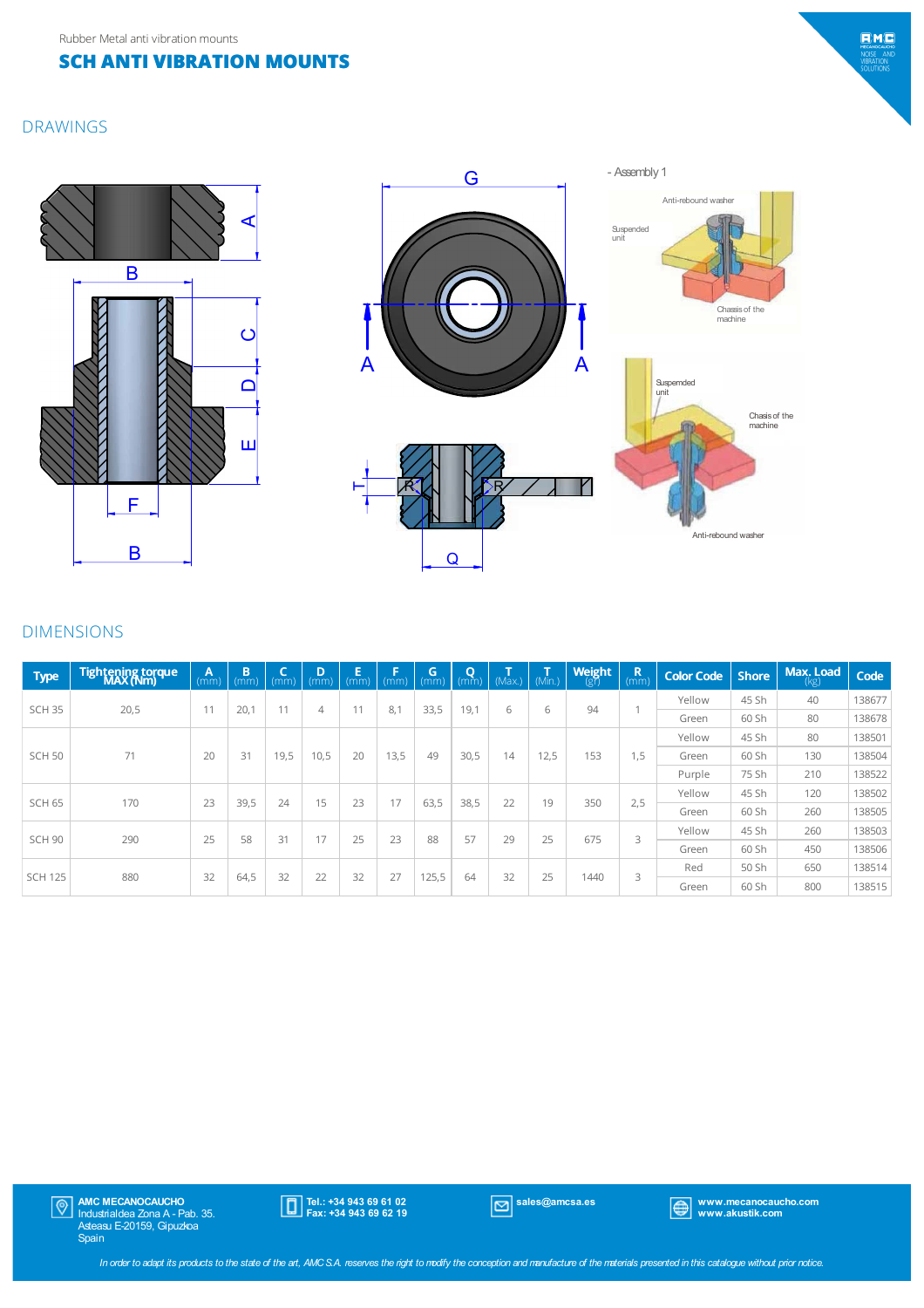Rubber Metal anti vibration mounts

# SCH ANTI VIBRATION MOUNTS

## DRAWINGS

- Assembly 1

Anti-rebound washer

Suspended unit

Chassis of the machine

Suspemded unit

Chasis of the machine

Anti-rebound washer

## DIMENSIONS

| Type | Tightening torque MAX (Nm) | A (mm) | B (mm) | C (mm) | D (mm) | E (mm) | F (mm) | G (mm) | Q (mm) | T (Max.) | T (Min.) | Weight (gr) | R (mm) | Color Code | Shore | Max. Load (kg) | Code |
|---|---|---|---|---|---|---|---|---|---|---|---|---|---|---|---|---|---|
| SCH 35 | 20,5 | 11 | 20,1 | 11 | 4 | 11 | 8,1 | 33,5 | 19,1 | 6 | 6 | 94 | 1 | Yellow | 45 Sh | 40 | 138677 |
| | | | | | | | | | | | | | | Green | 60 Sh | 80 | 138678 |
| SCH 50 | 71 | 20 | 31 | 19,5 | 10,5 | 20 | 13,5 | 49 | 30,5 | 14 | 12,5 | 153 | 1,5 | Yellow | 45 Sh | 80 | 138501 |
| | | | | | | | | | | | | | | Green | 60 Sh | 130 | 138504 |
| | | | | | | | | | | | | | | Purple | 75 Sh | 210 | 138522 |
| SCH 65 | 170 | 23 | 39,5 | 24 | 15 | 23 | 17 | 63,5 | 38,5 | 22 | 19 | 350 | 2,5 | Yellow | 45 Sh | 120 | 138502 |
| | | | | | | | | | | | | | | Green | 60 Sh | 260 | 138505 |
| SCH 90 | 290 | 25 | 58 | 31 | 17 | 25 | 23 | 88 | 57 | 29 | 25 | 675 | 3 | Yellow | 45 Sh | 260 | 138503 |
| | | | | | | | | | | | | | | Green | 60 Sh | 450 | 138506 |
| SCH 125 | 880 | 32 | 64,5 | 32 | 22 | 32 | 27 | 125,5 | 64 | 32 | 25 | 1440 | 3 | Red | 50 Sh | 650 | 138514 |
| | | | | | | | | | | | | | | Green | 60 Sh | 800 | 138515 |

**AMC MECANOCAUCHO**
Industrialdea Zona A - Pab. 35.
Asteasu E-20159, Gipuzkoa
Spain

**Tel.: +34 943 69 61 02**
**Fax: +34 943 69 62 19**

**sales@amcsa.es**

**www.mecanocaucho.com**
**www.akustik.com**

*In order to adapt its products to the state of the art, AMC S.A. reserves the right to modify the conception and manufacture of the materials presented in this catalogue without prior notice.*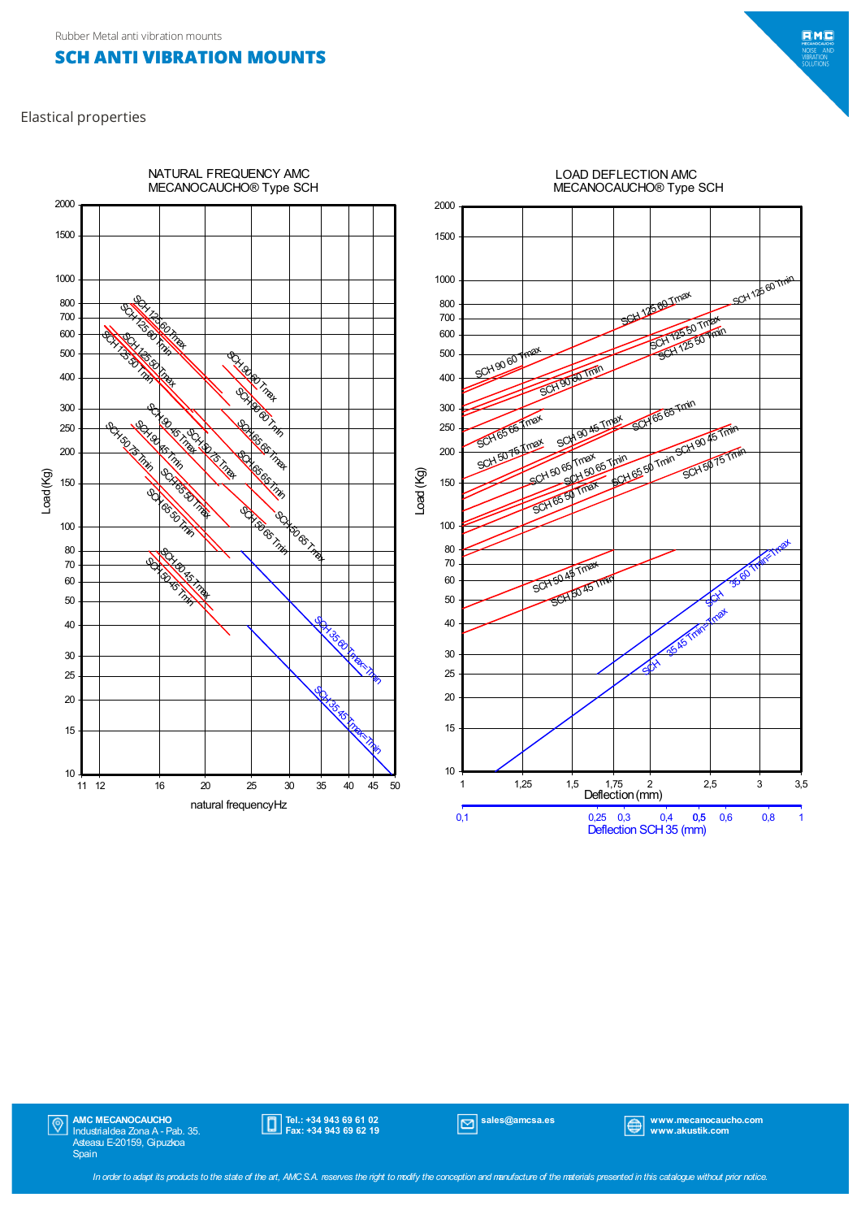Rubber Metal anti vibration mounts

# SCH ANTI VIBRATION MOUNTS

## Elastical properties

NATURAL FREQUENCY AMC
MECANOCAUCHO® Type SCH

Load (Kg)

2000
1500
1000
800
700
600
500
400
300
250
200
150
100
80
70
60
50
40
30
25
20
15
10

11 12 16 20 25 30 35 40 45 50

natural frequencyHz

SCH 125 60 Tmax
SCH 125 60 Tmin
SCH 125 50 Tmax
SCH 125 50 Tmin
SCH 90 60 Tmax
SCH 90 60 Tmin
SCH 90 45 Tmax
SCH 90 45 Tmin
SCH 50 75 Tmax
SCH 50 75 Tmin
SCH 65 65 Tmax
SCH 65 65 Tmin
SCH 65 50 Tmax
SCH 65 50 Tmin
SCH 50 65 Tmax
SCH 50 65 Tmin
SCH 50 45 Tmax
SCH 50 45 Tmin
SCH 35 60 Tmax=Tmin
SCH 35 45 Tmax=Tmin

LOAD DEFLECTION AMC
MECANOCAUCHO® Type SCH

Load (Kg)

2000
1500
1000
800
700
600
500
400
300
250
200
150
100
80
70
60
50
40
30
25
20
15
10

1 1,25 1,5 1,75 2 2,5 3 3,5

Deflection (mm)

0,1 0,25 0,3 0,4 0,5 0,6 0,8 1

Deflection SCH 35 (mm)

SCH 125 60 Tmax
SCH 125 60 Tmin
SCH 125 50 Tmax
SCH 125 50 Tmin
SCH 90 60 Tmax
SCH 90 60 Tmin
SCH 65 65 Tmax
SCH 65 65 Tmin
SCH 50 75 Tmax
SCH 50 75 Tmin
SCH 90 45 Tmax
SCH 90 45 Tmin
SCH 50 65 Tmax
SCH 50 65 Tmin
SCH 65 50 Tmax
SCH 65 50 Tmin
SCH 50 45 Tmax
SCH 50 45 Tmin
SCH 35 60 Tmin=Tmax
SCH 35 45 Tmin=Tmax

**AMC MECANOCAUCHO**
Industrialdea Zona A - Pab. 35.
Asteasu E-20159, Gipuzkoa
Spain

**Tel.: +34 943 69 61 02**
**Fax: +34 943 69 62 19**

**sales@amcsa.es**

**www.mecanocaucho.com**
**www.akustik.com**

*In order to adapt its products to the state of the art, AMC S.A. reserves the right to modify the conception and manufacture of the materials presented in this catalogue without prior notice.*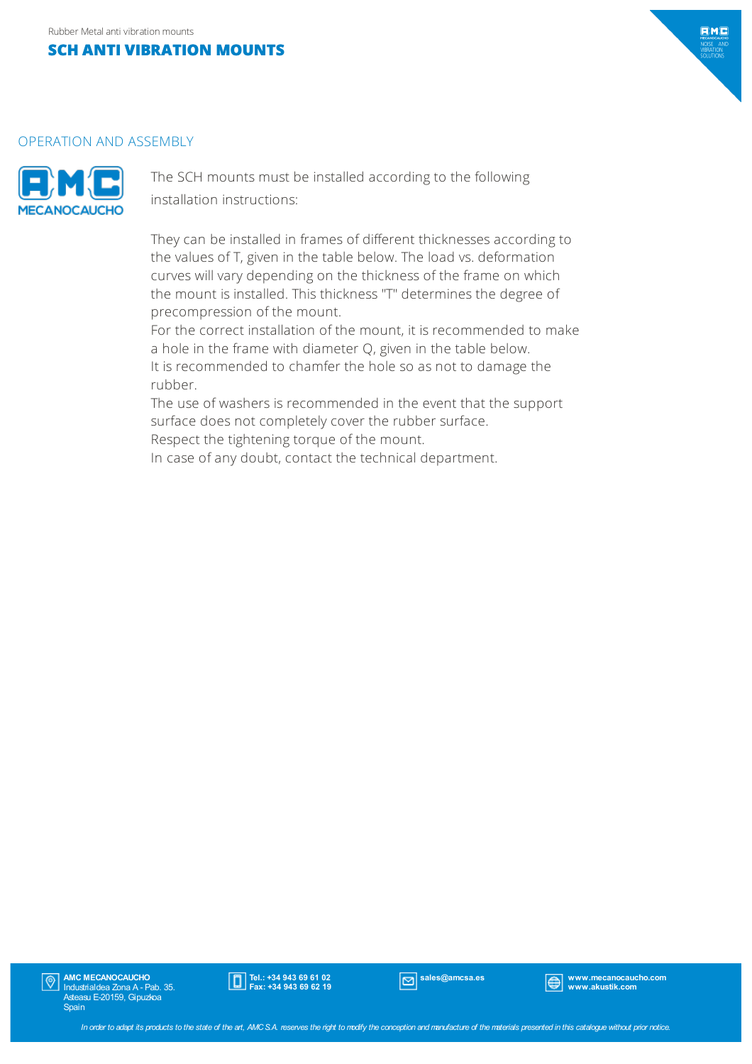## OPERATION AND ASSEMBLY

The SCH mounts must be installed according to the following installation instructions:

They can be installed in frames of different thicknesses according to the values of T, given in the table below. The load vs. deformation curves will vary depending on the thickness of the frame on which the mount is installed. This thickness "T" determines the degree of precompression of the mount.
For the correct installation of the mount, it is recommended to make a hole in the frame with diameter Q, given in the table below.
It is recommended to chamfer the hole so as not to damage the rubber.
The use of washers is recommended in the event that the support surface does not completely cover the rubber surface.
Respect the tightening torque of the mount.
In case of any doubt, contact the technical department.